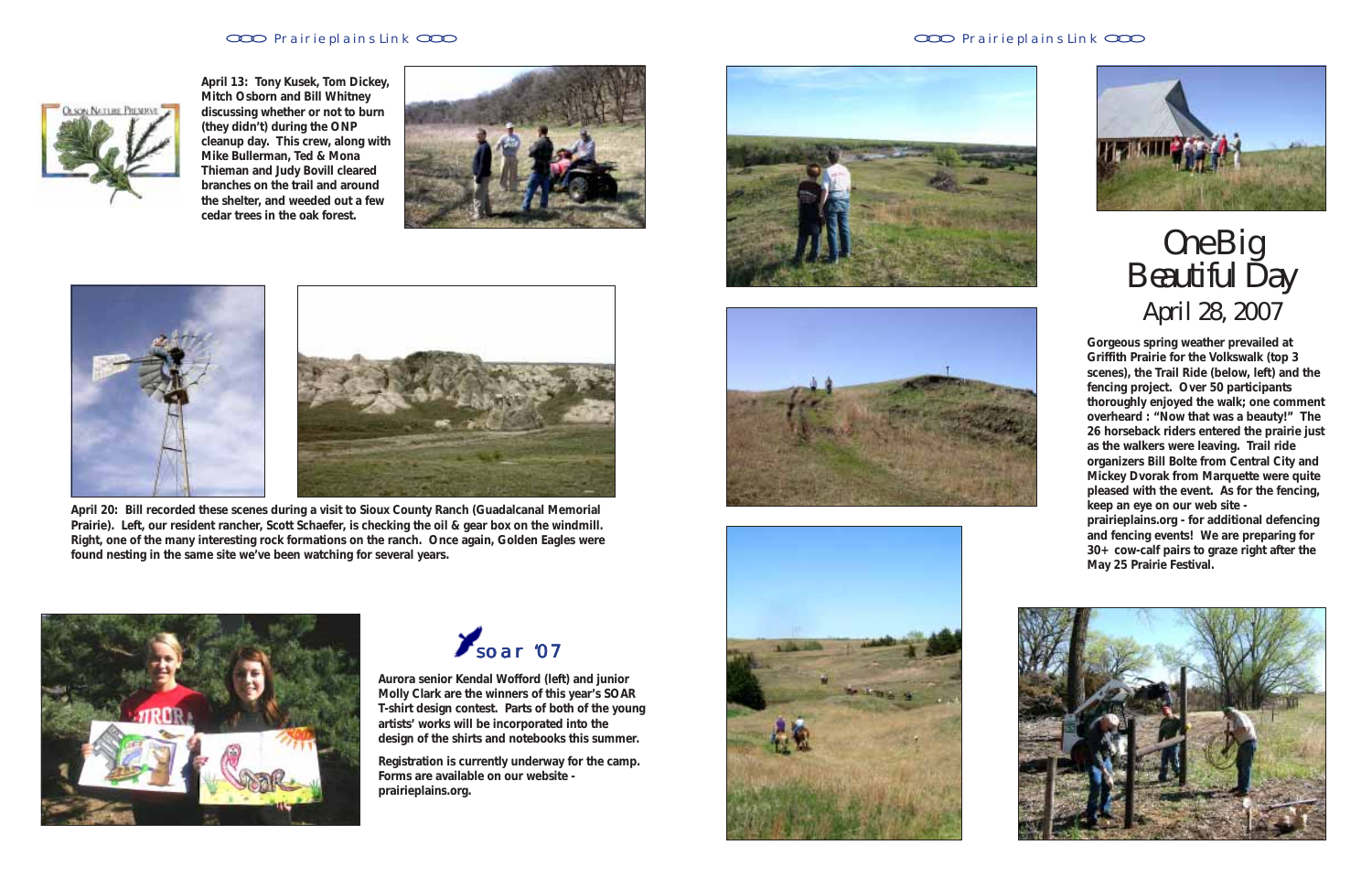**April 13: Tony Kusek, Tom Dickey, Mitch Osborn and Bill Whitney discussing whether or not to burn (they didn't) during the ONP cleanup day. This crew, along with Mike Bullerman, Ted & Mona Thieman and Judy Bovill cleared branches on the trail and around the shelter, and weeded out a few cedar trees in the oak forest.**

**April 20: Bill recorded these scenes during a visit to Sioux County Ranch (Guadalcanal Memorial Prairie). Left, our resident rancher, Scott Schaefer, is checking the oil & gear box on the windmill. Right, one of the many interesting rock formations on the ranch. Once again, Golden Eagles were found nesting in the same site we've been watching for several years.**

## soar '07

**Aurora senior Kendal Wofford (left) and junior Molly Clark are the winners of this year's SOAR T-shirt design contest. Parts of both of the young artists' works will be incorporated into the design of the shirts and notebooks this summer.**

**Registration is currently underway for the camp. Forms are available on our website - prairieplains.org.**

# One Big Beautiful Day

## April 28, 2007

**Gorgeous spring weather prevailed at Griffith Prairie for the Volkswalk (top 3 scenes), the Trail Ride (below, left) and the fencing project. Over 50 participants thoroughly enjoyed the walk; one comment overheard : "Now that was a beauty!" The 26 horseback riders entered the prairie just as the walkers were leaving. Trail ride organizers Bill Bolte from Central City and Mickey Dvorak from Marquette were quite pleased with the event. As for the fencing, keep an eye on our web site - prairieplains.org - for additional defencing and fencing events! We are preparing for 30+ cow-calf pairs to graze right after the May 25 Prairie Festival.**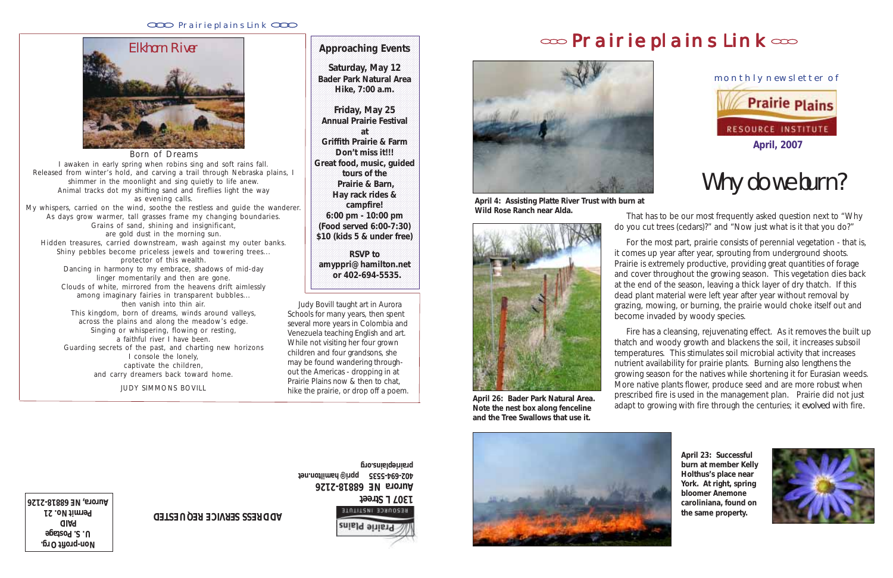# Prairie plains Link

monthly newsletter of

Prairie Plains RESOURCE INSTITUTE

**April, 2007**

## Elkhorn River

### Born of Dreams

I awaken in early spring when robins sing and soft rains fall.
Released from winter's hold, and carving a trail through Nebraska plains, I shimmer in the moonlight and sing quietly to life anew.
Animal tracks dot my shifting sand and fireflies light the way as evening calls.
My whispers, carried on the wind, soothe the restless and guide the wanderer.
As days grow warmer, tall grasses frame my changing boundaries.
Grains of sand, shining and insignificant,
are gold dust in the morning sun.
Hidden treasures, carried downstream, wash against my outer banks.
Shiny pebbles become priceless jewels and towering trees...
protector of this wealth.
Dancing in harmony to my embrace, shadows of mid-day
linger momentarily and then are gone.
Clouds of white, mirrored from the heavens drift aimlessly
among imaginary fairies in transparent bubbles...
then vanish into thin air.
This kingdom, born of dreams, winds around valleys,
across the plains and along the meadow's edge.
Singing or whispering, flowing or resting,
a faithful river I have been.
Guarding secrets of the past, and charting new horizons
I console the lonely,
captivate the children,
and carry dreamers back toward home.

JUDY SIMMONS BOVILL

Judy Bovill taught art in Aurora Schools for many years, then spent several more years in Colombia and Venezuela teaching English and art. While not visiting her four grown children and four grandsons, she may be found wandering throughout the Americas - dropping in at Prairie Plains now & then to chat, hike the prairie, or drop off a poem.

## Approaching Events

**Saturday, May 12**
**Bader Park Natural Area Hike, 7:00 a.m.**

**Friday, May 25**
**Annual Prairie Festival at Griffith Prairie & Farm**
**Don't miss it!!!**
**Great food, music, guided tours of the Prairie & Barn, Hay rack rides & campfire!**
**6:00 pm - 10:00 pm**
**(Food served 6:00-7:30)**
**$10 (kids 5 & under free)**

**RSVP to amyppri@hamilton.net or 402-694-5535.**

**April 4: Assisting Platte River Trust with burn at Wild Rose Ranch near Alda.**

**April 26: Bader Park Natural Area. Note the nest box along fenceline and the Tree Swallows that use it.**

# Why do we burn?

That has to be our most frequently asked question next to "Why do you cut trees (cedars)?" and "Now just what is it that you do?"

For the most part, prairie consists of perennial vegetation - that is, it comes up year after year, sprouting from underground shoots. Prairie is extremely productive, providing great quantities of forage and cover throughout the growing season. This vegetation dies back at the end of the season, leaving a thick layer of dry thatch. If this dead plant material were left year after year without removal by grazing, mowing, or burning, the prairie would choke itself out and become invaded by woody species.

Fire has a cleansing, rejuvenating effect. As it removes the built up thatch and woody growth and blackens the soil, it increases subsoil temperatures. This stimulates soil microbial activity that increases nutrient availability for prairie plants. Burning also lengthens the growing season for the natives while shortening it for Eurasian weeds. More native plants flower, produce seed and are more robust when prescribed fire is used in the management plan. Prairie did not just adapt to growing with fire through the centuries; it *evolved* with fire.

**April 23: Successful burn at member Kelly Holthus's place near York. At right, spring bloomer Anemone caroliniana, found on the same property.**

Prairie Plains RESOURCE INSTITUTE
**1307 L Street**
**Aurora NE 68818-2126**
**402-694-5535 ppri@hamilton.net**
**prairieplains.org**

**ADDRESS SERVICE REQUESTED**

**Non-profit Org.**
**U. S. Postage**
**PAID**
**Permit No. 21**
**Aurora, NE 68818-2126**